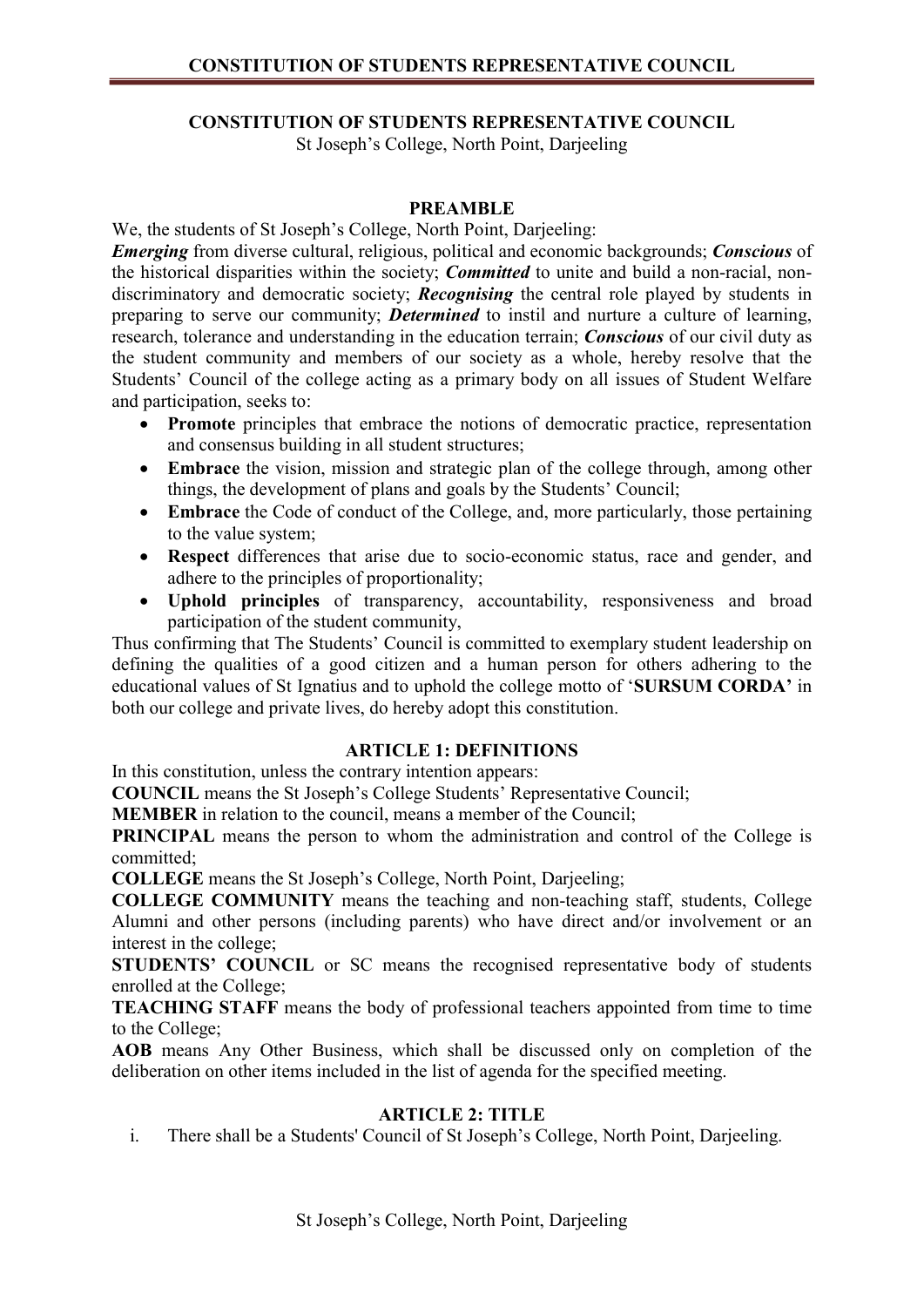# CONSTITUTION OF STUDENTS REPRESENTATIVE COUNCIL

St Joseph's College, North Point, Darjeeling

## PREAMBLE

We, the students of St Joseph's College, North Point, Darjeeling:

***Emerging*** from diverse cultural, religious, political and economic backgrounds; ***Conscious*** of the historical disparities within the society; ***Committed*** to unite and build a non-racial, non-discriminatory and democratic society; ***Recognising*** the central role played by students in preparing to serve our community; ***Determined*** to instil and nurture a culture of learning, research, tolerance and understanding in the education terrain; ***Conscious*** of our civil duty as the student community and members of our society as a whole, hereby resolve that the Students' Council of the college acting as a primary body on all issues of Student Welfare and participation, seeks to:

- **Promote** principles that embrace the notions of democratic practice, representation and consensus building in all student structures;
- **Embrace** the vision, mission and strategic plan of the college through, among other things, the development of plans and goals by the Students' Council;
- **Embrace** the Code of conduct of the College, and, more particularly, those pertaining to the value system;
- **Respect** differences that arise due to socio-economic status, race and gender, and adhere to the principles of proportionality;
- **Uphold principles** of transparency, accountability, responsiveness and broad participation of the student community,

Thus confirming that The Students' Council is committed to exemplary student leadership on defining the qualities of a good citizen and a human person for others adhering to the educational values of St Ignatius and to uphold the college motto of '**SURSUM CORDA'** in both our college and private lives, do hereby adopt this constitution.

## ARTICLE 1: DEFINITIONS

In this constitution, unless the contrary intention appears:

**COUNCIL** means the St Joseph's College Students' Representative Council;

**MEMBER** in relation to the council, means a member of the Council;

**PRINCIPAL** means the person to whom the administration and control of the College is committed;

**COLLEGE** means the St Joseph's College, North Point, Darjeeling;

**COLLEGE COMMUNITY** means the teaching and non-teaching staff, students, College Alumni and other persons (including parents) who have direct and/or involvement or an interest in the college;

**STUDENTS' COUNCIL** or SC means the recognised representative body of students enrolled at the College;

**TEACHING STAFF** means the body of professional teachers appointed from time to time to the College;

**AOB** means Any Other Business, which shall be discussed only on completion of the deliberation on other items included in the list of agenda for the specified meeting.

## ARTICLE 2: TITLE

i. There shall be a Students' Council of St Joseph's College, North Point, Darjeeling.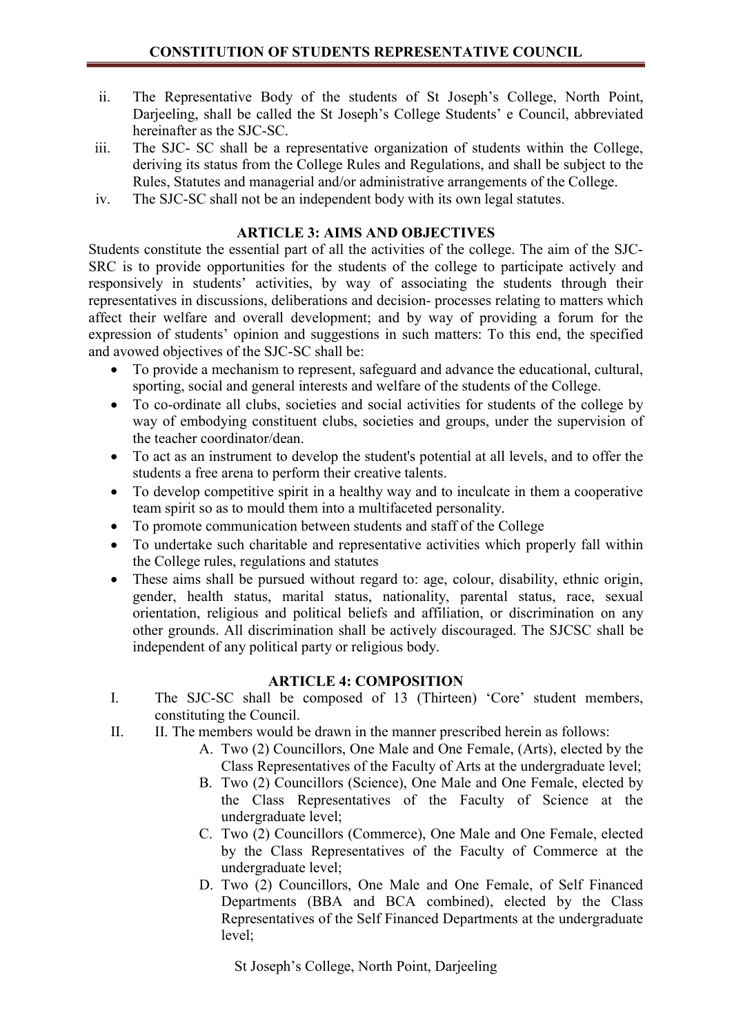ii. The Representative Body of the students of St Joseph's College, North Point, Darjeeling, shall be called the St Joseph's College Students' e Council, abbreviated hereinafter as the SJC-SC.

iii. The SJC- SC shall be a representative organization of students within the College, deriving its status from the College Rules and Regulations, and shall be subject to the Rules, Statutes and managerial and/or administrative arrangements of the College.

iv. The SJC-SC shall not be an independent body with its own legal statutes.

### ARTICLE 3: AIMS AND OBJECTIVES

Students constitute the essential part of all the activities of the college. The aim of the SJC-SRC is to provide opportunities for the students of the college to participate actively and responsively in students' activities, by way of associating the students through their representatives in discussions, deliberations and decision- processes relating to matters which affect their welfare and overall development; and by way of providing a forum for the expression of students' opinion and suggestions in such matters: To this end, the specified and avowed objectives of the SJC-SC shall be:

- To provide a mechanism to represent, safeguard and advance the educational, cultural, sporting, social and general interests and welfare of the students of the College.
- To co-ordinate all clubs, societies and social activities for students of the college by way of embodying constituent clubs, societies and groups, under the supervision of the teacher coordinator/dean.
- To act as an instrument to develop the student's potential at all levels, and to offer the students a free arena to perform their creative talents.
- To develop competitive spirit in a healthy way and to inculcate in them a cooperative team spirit so as to mould them into a multifaceted personality.
- To promote communication between students and staff of the College
- To undertake such charitable and representative activities which properly fall within the College rules, regulations and statutes
- These aims shall be pursued without regard to: age, colour, disability, ethnic origin, gender, health status, marital status, nationality, parental status, race, sexual orientation, religious and political beliefs and affiliation, or discrimination on any other grounds. All discrimination shall be actively discouraged. The SJCSC shall be independent of any political party or religious body.

### ARTICLE 4: COMPOSITION

I. The SJC-SC shall be composed of 13 (Thirteen) 'Core' student members, constituting the Council.

II. II. The members would be drawn in the manner prescribed herein as follows:

   A. Two (2) Councillors, One Male and One Female, (Arts), elected by the Class Representatives of the Faculty of Arts at the undergraduate level;

   B. Two (2) Councillors (Science), One Male and One Female, elected by the Class Representatives of the Faculty of Science at the undergraduate level;

   C. Two (2) Councillors (Commerce), One Male and One Female, elected by the Class Representatives of the Faculty of Commerce at the undergraduate level;

   D. Two (2) Councillors, One Male and One Female, of Self Financed Departments (BBA and BCA combined), elected by the Class Representatives of the Self Financed Departments at the undergraduate level;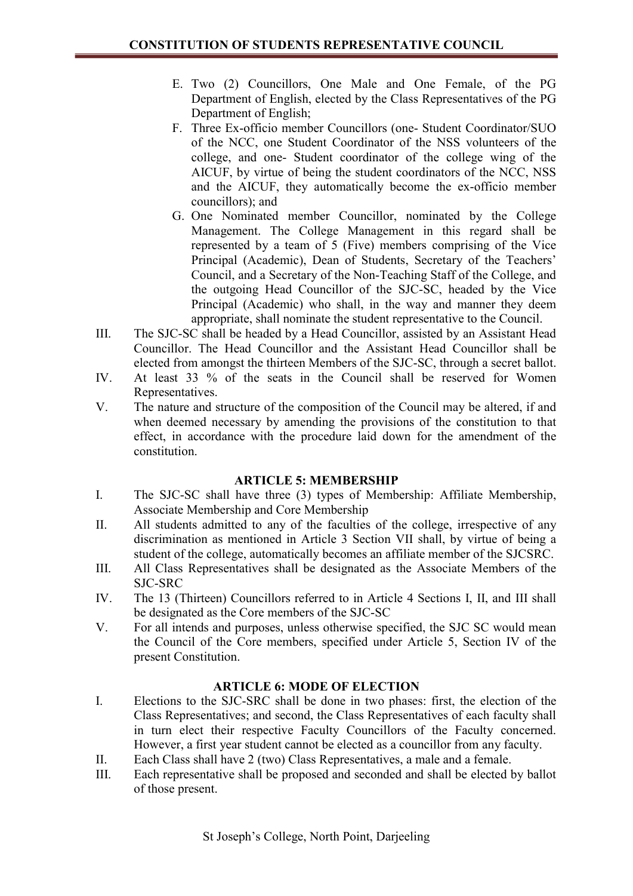E. Two (2) Councillors, One Male and One Female, of the PG Department of English, elected by the Class Representatives of the PG Department of English;

F. Three Ex-officio member Councillors (one- Student Coordinator/SUO of the NCC, one Student Coordinator of the NSS volunteers of the college, and one- Student coordinator of the college wing of the AICUF, by virtue of being the student coordinators of the NCC, NSS and the AICUF, they automatically become the ex-officio member councillors); and

G. One Nominated member Councillor, nominated by the College Management. The College Management in this regard shall be represented by a team of 5 (Five) members comprising of the Vice Principal (Academic), Dean of Students, Secretary of the Teachers' Council, and a Secretary of the Non-Teaching Staff of the College, and the outgoing Head Councillor of the SJC-SC, headed by the Vice Principal (Academic) who shall, in the way and manner they deem appropriate, shall nominate the student representative to the Council.

III. The SJC-SC shall be headed by a Head Councillor, assisted by an Assistant Head Councillor. The Head Councillor and the Assistant Head Councillor shall be elected from amongst the thirteen Members of the SJC-SC, through a secret ballot.

IV. At least 33 % of the seats in the Council shall be reserved for Women Representatives.

V. The nature and structure of the composition of the Council may be altered, if and when deemed necessary by amending the provisions of the constitution to that effect, in accordance with the procedure laid down for the amendment of the constitution.

## ARTICLE 5: MEMBERSHIP

I. The SJC-SC shall have three (3) types of Membership: Affiliate Membership, Associate Membership and Core Membership

II. All students admitted to any of the faculties of the college, irrespective of any discrimination as mentioned in Article 3 Section VII shall, by virtue of being a student of the college, automatically becomes an affiliate member of the SJCSRC.

III. All Class Representatives shall be designated as the Associate Members of the SJC-SRC

IV. The 13 (Thirteen) Councillors referred to in Article 4 Sections I, II, and III shall be designated as the Core members of the SJC-SC

V. For all intends and purposes, unless otherwise specified, the SJC SC would mean the Council of the Core members, specified under Article 5, Section IV of the present Constitution.

## ARTICLE 6: MODE OF ELECTION

I. Elections to the SJC-SRC shall be done in two phases: first, the election of the Class Representatives; and second, the Class Representatives of each faculty shall in turn elect their respective Faculty Councillors of the Faculty concerned. However, a first year student cannot be elected as a councillor from any faculty.

II. Each Class shall have 2 (two) Class Representatives, a male and a female.

III. Each representative shall be proposed and seconded and shall be elected by ballot of those present.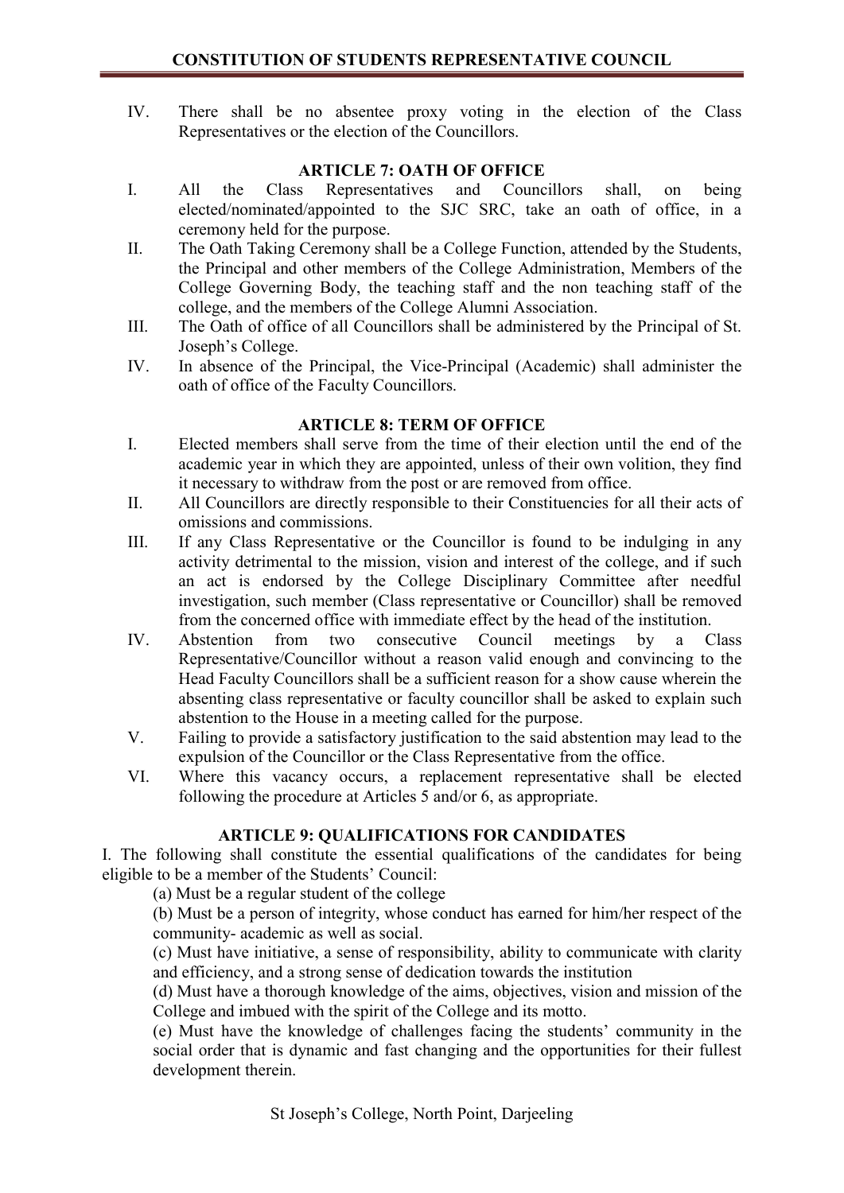IV. There shall be no absentee proxy voting in the election of the Class Representatives or the election of the Councillors.

## ARTICLE 7: OATH OF OFFICE

I. All the Class Representatives and Councillors shall, on being elected/nominated/appointed to the SJC SRC, take an oath of office, in a ceremony held for the purpose.

II. The Oath Taking Ceremony shall be a College Function, attended by the Students, the Principal and other members of the College Administration, Members of the College Governing Body, the teaching staff and the non teaching staff of the college, and the members of the College Alumni Association.

III. The Oath of office of all Councillors shall be administered by the Principal of St. Joseph's College.

IV. In absence of the Principal, the Vice-Principal (Academic) shall administer the oath of office of the Faculty Councillors.

## ARTICLE 8: TERM OF OFFICE

I. Elected members shall serve from the time of their election until the end of the academic year in which they are appointed, unless of their own volition, they find it necessary to withdraw from the post or are removed from office.

II. All Councillors are directly responsible to their Constituencies for all their acts of omissions and commissions.

III. If any Class Representative or the Councillor is found to be indulging in any activity detrimental to the mission, vision and interest of the college, and if such an act is endorsed by the College Disciplinary Committee after needful investigation, such member (Class representative or Councillor) shall be removed from the concerned office with immediate effect by the head of the institution.

IV. Abstention from two consecutive Council meetings by a Class Representative/Councillor without a reason valid enough and convincing to the Head Faculty Councillors shall be a sufficient reason for a show cause wherein the absenting class representative or faculty councillor shall be asked to explain such abstention to the House in a meeting called for the purpose.

V. Failing to provide a satisfactory justification to the said abstention may lead to the expulsion of the Councillor or the Class Representative from the office.

VI. Where this vacancy occurs, a replacement representative shall be elected following the procedure at Articles 5 and/or 6, as appropriate.

## ARTICLE 9: QUALIFICATIONS FOR CANDIDATES

I. The following shall constitute the essential qualifications of the candidates for being eligible to be a member of the Students' Council:

(a) Must be a regular student of the college

(b) Must be a person of integrity, whose conduct has earned for him/her respect of the community- academic as well as social.

(c) Must have initiative, a sense of responsibility, ability to communicate with clarity and efficiency, and a strong sense of dedication towards the institution

(d) Must have a thorough knowledge of the aims, objectives, vision and mission of the College and imbued with the spirit of the College and its motto.

(e) Must have the knowledge of challenges facing the students' community in the social order that is dynamic and fast changing and the opportunities for their fullest development therein.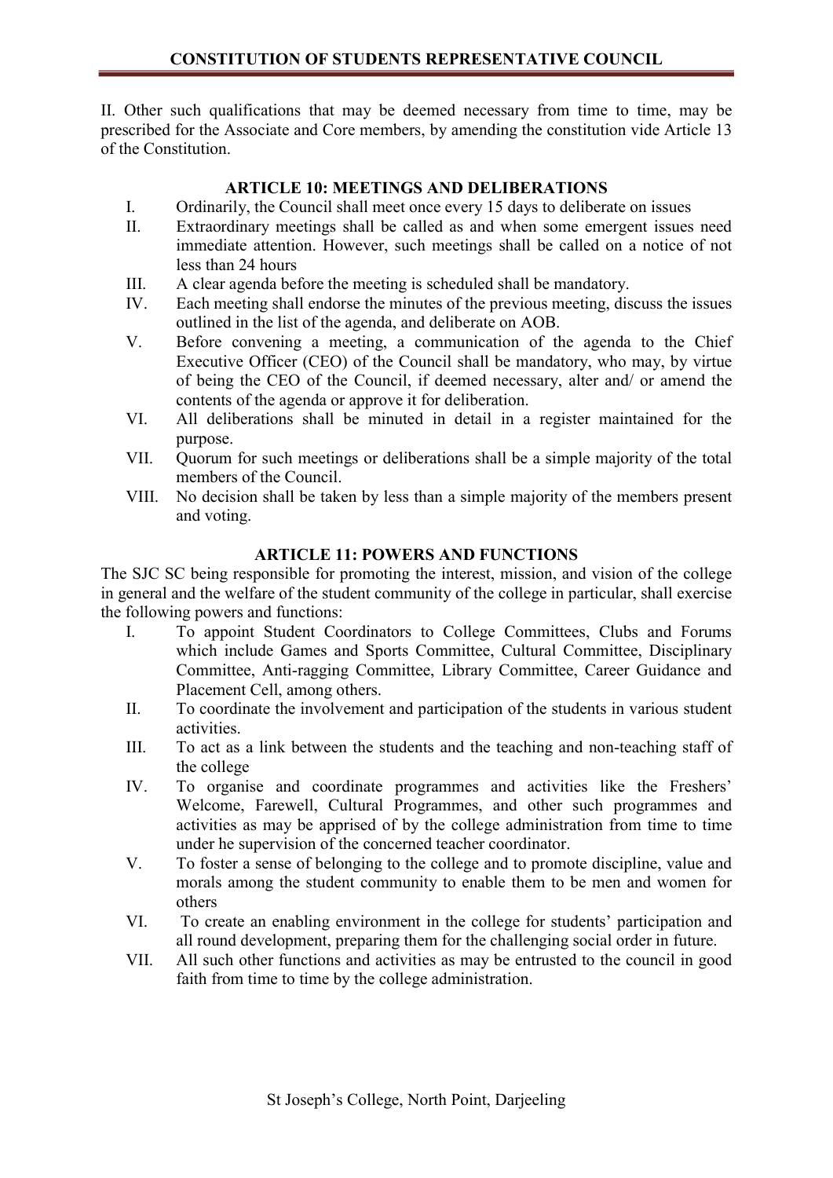II. Other such qualifications that may be deemed necessary from time to time, may be prescribed for the Associate and Core members, by amending the constitution vide Article 13 of the Constitution.

## ARTICLE 10: MEETINGS AND DELIBERATIONS

I. Ordinarily, the Council shall meet once every 15 days to deliberate on issues
II. Extraordinary meetings shall be called as and when some emergent issues need immediate attention. However, such meetings shall be called on a notice of not less than 24 hours
III. A clear agenda before the meeting is scheduled shall be mandatory.
IV. Each meeting shall endorse the minutes of the previous meeting, discuss the issues outlined in the list of the agenda, and deliberate on AOB.
V. Before convening a meeting, a communication of the agenda to the Chief Executive Officer (CEO) of the Council shall be mandatory, who may, by virtue of being the CEO of the Council, if deemed necessary, alter and/ or amend the contents of the agenda or approve it for deliberation.
VI. All deliberations shall be minuted in detail in a register maintained for the purpose.
VII. Quorum for such meetings or deliberations shall be a simple majority of the total members of the Council.
VIII. No decision shall be taken by less than a simple majority of the members present and voting.

## ARTICLE 11: POWERS AND FUNCTIONS

The SJC SC being responsible for promoting the interest, mission, and vision of the college in general and the welfare of the student community of the college in particular, shall exercise the following powers and functions:

I. To appoint Student Coordinators to College Committees, Clubs and Forums which include Games and Sports Committee, Cultural Committee, Disciplinary Committee, Anti-ragging Committee, Library Committee, Career Guidance and Placement Cell, among others.
II. To coordinate the involvement and participation of the students in various student activities.
III. To act as a link between the students and the teaching and non-teaching staff of the college
IV. To organise and coordinate programmes and activities like the Freshers' Welcome, Farewell, Cultural Programmes, and other such programmes and activities as may be apprised of by the college administration from time to time under he supervision of the concerned teacher coordinator.
V. To foster a sense of belonging to the college and to promote discipline, value and morals among the student community to enable them to be men and women for others
VI. To create an enabling environment in the college for students' participation and all round development, preparing them for the challenging social order in future.
VII. All such other functions and activities as may be entrusted to the council in good faith from time to time by the college administration.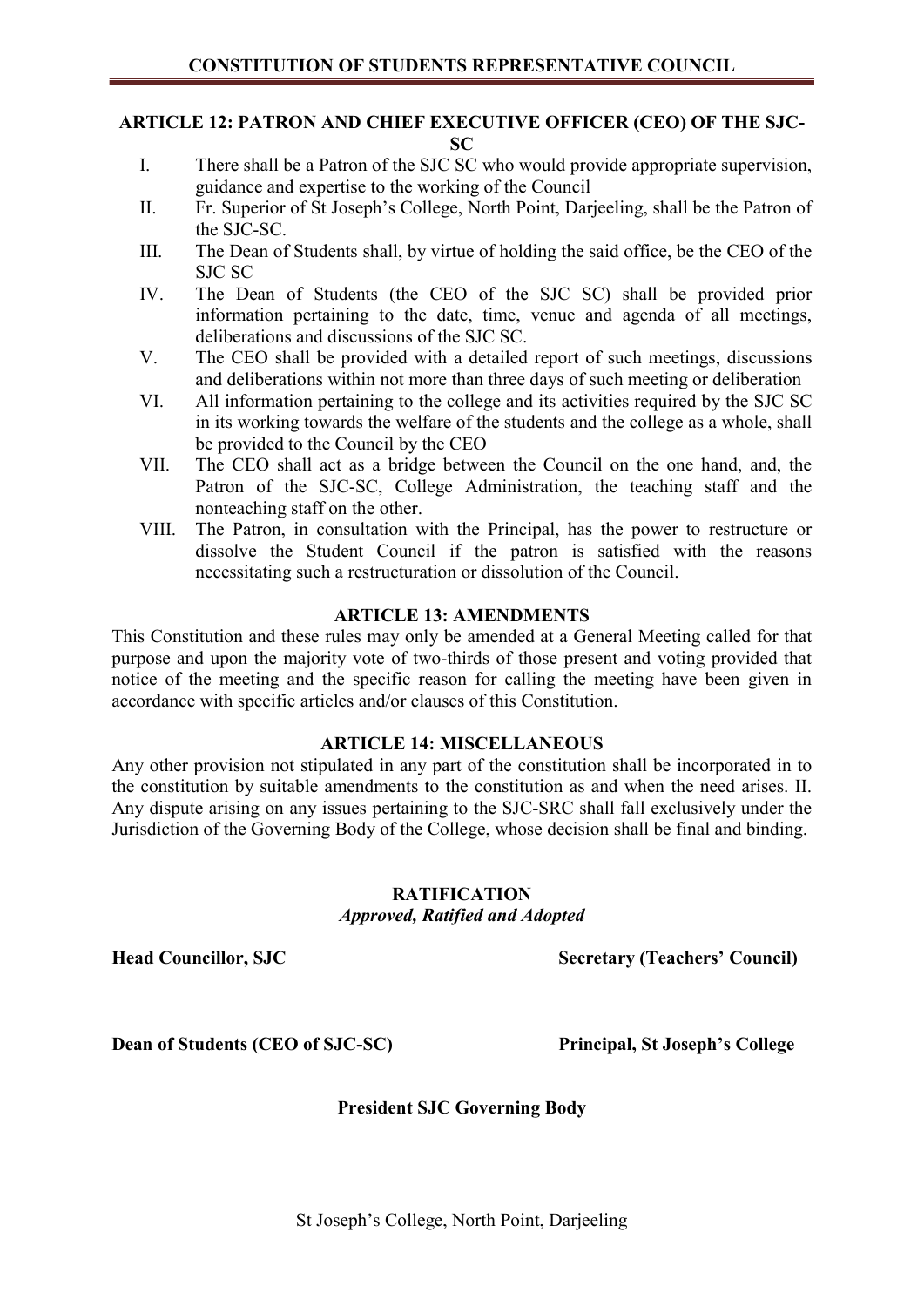## ARTICLE 12: PATRON AND CHIEF EXECUTIVE OFFICER (CEO) OF THE SJC-SC

I. There shall be a Patron of the SJC SC who would provide appropriate supervision, guidance and expertise to the working of the Council

II. Fr. Superior of St Joseph's College, North Point, Darjeeling, shall be the Patron of the SJC-SC.

III. The Dean of Students shall, by virtue of holding the said office, be the CEO of the SJC SC

IV. The Dean of Students (the CEO of the SJC SC) shall be provided prior information pertaining to the date, time, venue and agenda of all meetings, deliberations and discussions of the SJC SC.

V. The CEO shall be provided with a detailed report of such meetings, discussions and deliberations within not more than three days of such meeting or deliberation

VI. All information pertaining to the college and its activities required by the SJC SC in its working towards the welfare of the students and the college as a whole, shall be provided to the Council by the CEO

VII. The CEO shall act as a bridge between the Council on the one hand, and, the Patron of the SJC-SC, College Administration, the teaching staff and the nonteaching staff on the other.

VIII. The Patron, in consultation with the Principal, has the power to restructure or dissolve the Student Council if the patron is satisfied with the reasons necessitating such a restructuration or dissolution of the Council.

## ARTICLE 13: AMENDMENTS

This Constitution and these rules may only be amended at a General Meeting called for that purpose and upon the majority vote of two-thirds of those present and voting provided that notice of the meeting and the specific reason for calling the meeting have been given in accordance with specific articles and/or clauses of this Constitution.

## ARTICLE 14: MISCELLANEOUS

Any other provision not stipulated in any part of the constitution shall be incorporated in to the constitution by suitable amendments to the constitution as and when the need arises. II. Any dispute arising on any issues pertaining to the SJC-SRC shall fall exclusively under the Jurisdiction of the Governing Body of the College, whose decision shall be final and binding.

## RATIFICATION

*Approved, Ratified and Adopted*

**Head Councillor, SJC**

**Secretary (Teachers' Council)**

**Dean of Students (CEO of SJC-SC)**

**Principal, St Joseph's College**

**President SJC Governing Body**

St Joseph's College, North Point, Darjeeling